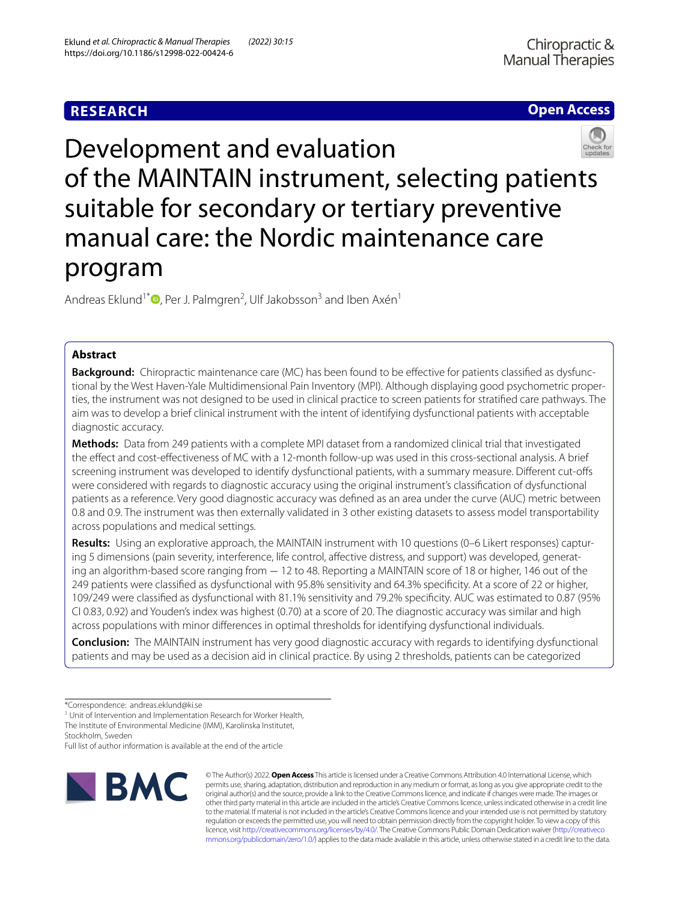RESEARCH

Open Access

# Development and evaluation of the MAINTAIN instrument, selecting patients suitable for secondary or tertiary preventive manual care: the Nordic maintenance care program

Andreas Eklund[1*], Per J. Palmgren[2], Ulf Jakobsson[3] and Iben Axén[1]

## Abstract

**Background:** Chiropractic maintenance care (MC) has been found to be effective for patients classified as dysfunctional by the West Haven-Yale Multidimensional Pain Inventory (MPI). Although displaying good psychometric properties, the instrument was not designed to be used in clinical practice to screen patients for stratified care pathways. The aim was to develop a brief clinical instrument with the intent of identifying dysfunctional patients with acceptable diagnostic accuracy.

**Methods:** Data from 249 patients with a complete MPI dataset from a randomized clinical trial that investigated the effect and cost-effectiveness of MC with a 12-month follow-up was used in this cross-sectional analysis. A brief screening instrument was developed to identify dysfunctional patients, with a summary measure. Different cut-offs were considered with regards to diagnostic accuracy using the original instrument's classification of dysfunctional patients as a reference. Very good diagnostic accuracy was defined as an area under the curve (AUC) metric between 0.8 and 0.9. The instrument was then externally validated in 3 other existing datasets to assess model transportability across populations and medical settings.

**Results:** Using an explorative approach, the MAINTAIN instrument with 10 questions (0–6 Likert responses) capturing 5 dimensions (pain severity, interference, life control, affective distress, and support) was developed, generating an algorithm-based score ranging from −12 to 48. Reporting a MAINTAIN score of 18 or higher, 146 out of the 249 patients were classified as dysfunctional with 95.8% sensitivity and 64.3% specificity. At a score of 22 or higher, 109/249 were classified as dysfunctional with 81.1% sensitivity and 79.2% specificity. AUC was estimated to 0.87 (95% CI 0.83, 0.92) and Youden's index was highest (0.70) at a score of 20. The diagnostic accuracy was similar and high across populations with minor differences in optimal thresholds for identifying dysfunctional individuals.

**Conclusion:** The MAINTAIN instrument has very good diagnostic accuracy with regards to identifying dysfunctional patients and may be used as a decision aid in clinical practice. By using 2 thresholds, patients can be categorized

*Correspondence: andreas.eklund@ki.se

[1] Unit of Intervention and Implementation Research for Worker Health, The Institute of Environmental Medicine (IMM), Karolinska Institutet, Stockholm, Sweden

Full list of author information is available at the end of the article

© The Author(s) 2022. **Open Access** This article is licensed under a Creative Commons Attribution 4.0 International License, which permits use, sharing, adaptation, distribution and reproduction in any medium or format, as long as you give appropriate credit to the original author(s) and the source, provide a link to the Creative Commons licence, and indicate if changes were made. The images or other third party material in this article are included in the article's Creative Commons licence, unless indicated otherwise in a credit line to the material. If material is not included in the article's Creative Commons licence and your intended use is not permitted by statutory regulation or exceeds the permitted use, you will need to obtain permission directly from the copyright holder. To view a copy of this licence, visit http://creativecommons.org/licenses/by/4.0/. The Creative Commons Public Domain Dedication waiver (http://creativecommons.org/publicdomain/zero/1.0/) applies to the data made available in this article, unless otherwise stated in a credit line to the data.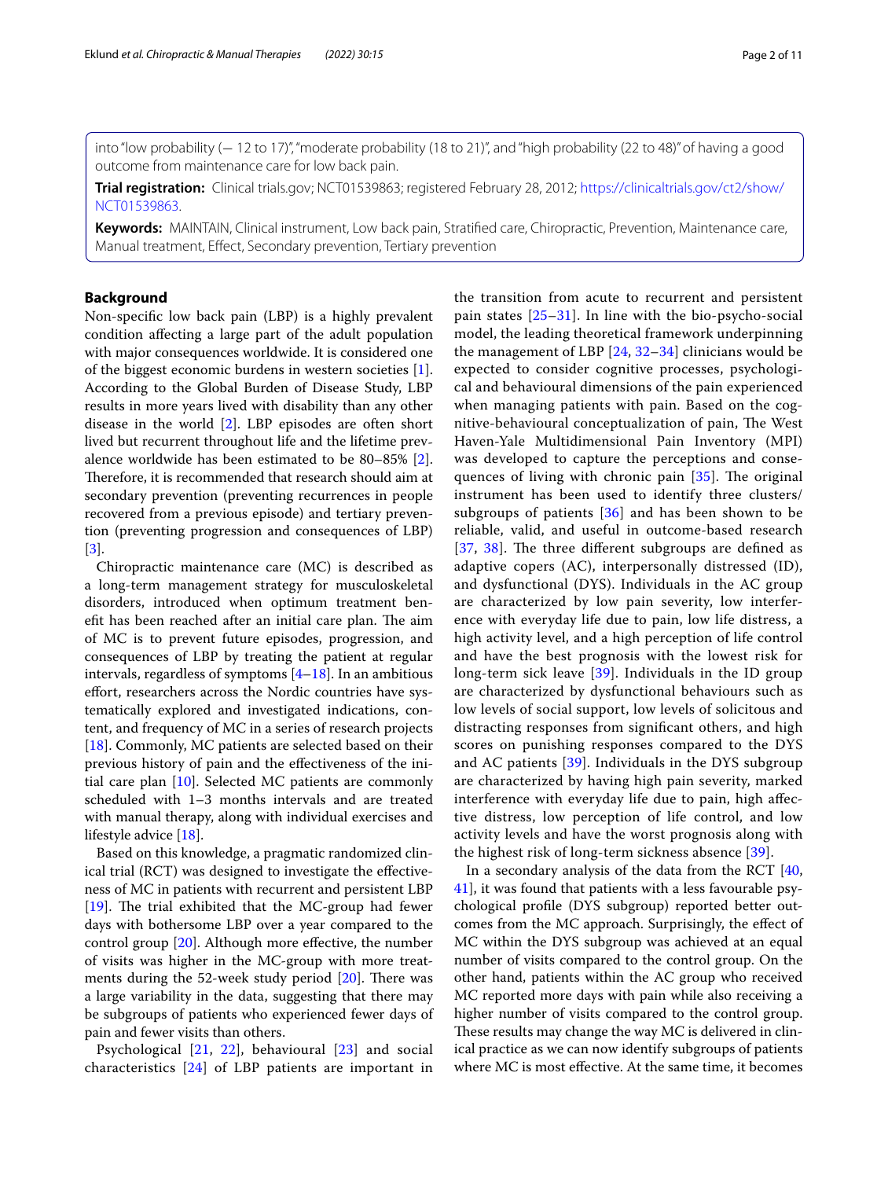into "low probability (− 12 to 17)", "moderate probability (18 to 21)", and "high probability (22 to 48)" of having a good outcome from maintenance care for low back pain.

**Trial registration:** Clinical trials.gov; NCT01539863; registered February 28, 2012; https://clinicaltrials.gov/ct2/show/NCT01539863.

**Keywords:** MAINTAIN, Clinical instrument, Low back pain, Stratified care, Chiropractic, Prevention, Maintenance care, Manual treatment, Effect, Secondary prevention, Tertiary prevention

## Background

Non-specific low back pain (LBP) is a highly prevalent condition affecting a large part of the adult population with major consequences worldwide. It is considered one of the biggest economic burdens in western societies [1]. According to the Global Burden of Disease Study, LBP results in more years lived with disability than any other disease in the world [2]. LBP episodes are often short lived but recurrent throughout life and the lifetime prevalence worldwide has been estimated to be 80–85% [2]. Therefore, it is recommended that research should aim at secondary prevention (preventing recurrences in people recovered from a previous episode) and tertiary prevention (preventing progression and consequences of LBP) [3].

Chiropractic maintenance care (MC) is described as a long-term management strategy for musculoskeletal disorders, introduced when optimum treatment benefit has been reached after an initial care plan. The aim of MC is to prevent future episodes, progression, and consequences of LBP by treating the patient at regular intervals, regardless of symptoms [4–18]. In an ambitious effort, researchers across the Nordic countries have systematically explored and investigated indications, content, and frequency of MC in a series of research projects [18]. Commonly, MC patients are selected based on their previous history of pain and the effectiveness of the initial care plan [10]. Selected MC patients are commonly scheduled with 1–3 months intervals and are treated with manual therapy, along with individual exercises and lifestyle advice [18].

Based on this knowledge, a pragmatic randomized clinical trial (RCT) was designed to investigate the effectiveness of MC in patients with recurrent and persistent LBP [19]. The trial exhibited that the MC-group had fewer days with bothersome LBP over a year compared to the control group [20]. Although more effective, the number of visits was higher in the MC-group with more treatments during the 52-week study period [20]. There was a large variability in the data, suggesting that there may be subgroups of patients who experienced fewer days of pain and fewer visits than others.

Psychological [21, 22], behavioural [23] and social characteristics [24] of LBP patients are important in the transition from acute to recurrent and persistent pain states [25–31]. In line with the bio-psycho-social model, the leading theoretical framework underpinning the management of LBP [24, 32–34] clinicians would be expected to consider cognitive processes, psychological and behavioural dimensions of the pain experienced when managing patients with pain. Based on the cognitive-behavioural conceptualization of pain, The West Haven-Yale Multidimensional Pain Inventory (MPI) was developed to capture the perceptions and consequences of living with chronic pain [35]. The original instrument has been used to identify three clusters/subgroups of patients [36] and has been shown to be reliable, valid, and useful in outcome-based research [37, 38]. The three different subgroups are defined as adaptive copers (AC), interpersonally distressed (ID), and dysfunctional (DYS). Individuals in the AC group are characterized by low pain severity, low interference with everyday life due to pain, low life distress, a high activity level, and a high perception of life control and have the best prognosis with the lowest risk for long-term sick leave [39]. Individuals in the ID group are characterized by dysfunctional behaviours such as low levels of social support, low levels of solicitous and distracting responses from significant others, and high scores on punishing responses compared to the DYS and AC patients [39]. Individuals in the DYS subgroup are characterized by having high pain severity, marked interference with everyday life due to pain, high affective distress, low perception of life control, and low activity levels and have the worst prognosis along with the highest risk of long-term sickness absence [39].

In a secondary analysis of the data from the RCT [40, 41], it was found that patients with a less favourable psychological profile (DYS subgroup) reported better outcomes from the MC approach. Surprisingly, the effect of MC within the DYS subgroup was achieved at an equal number of visits compared to the control group. On the other hand, patients within the AC group who received MC reported more days with pain while also receiving a higher number of visits compared to the control group. These results may change the way MC is delivered in clinical practice as we can now identify subgroups of patients where MC is most effective. At the same time, it becomes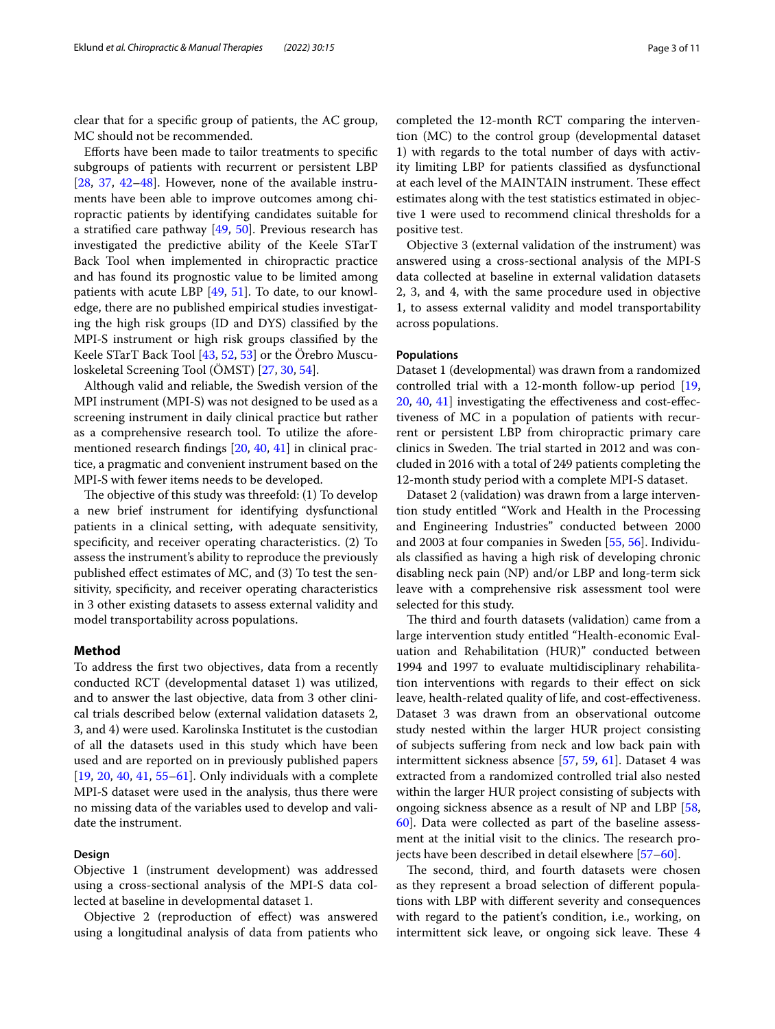clear that for a specific group of patients, the AC group, MC should not be recommended.

Efforts have been made to tailor treatments to specific subgroups of patients with recurrent or persistent LBP [28, 37, 42–48]. However, none of the available instruments have been able to improve outcomes among chiropractic patients by identifying candidates suitable for a stratified care pathway [49, 50]. Previous research has investigated the predictive ability of the Keele STarT Back Tool when implemented in chiropractic practice and has found its prognostic value to be limited among patients with acute LBP [49, 51]. To date, to our knowledge, there are no published empirical studies investigating the high risk groups (ID and DYS) classified by the MPI-S instrument or high risk groups classified by the Keele STarT Back Tool [43, 52, 53] or the Örebro Musculoskeletal Screening Tool (ÖMST) [27, 30, 54].

Although valid and reliable, the Swedish version of the MPI instrument (MPI-S) was not designed to be used as a screening instrument in daily clinical practice but rather as a comprehensive research tool. To utilize the aforementioned research findings [20, 40, 41] in clinical practice, a pragmatic and convenient instrument based on the MPI-S with fewer items needs to be developed.

The objective of this study was threefold: (1) To develop a new brief instrument for identifying dysfunctional patients in a clinical setting, with adequate sensitivity, specificity, and receiver operating characteristics. (2) To assess the instrument's ability to reproduce the previously published effect estimates of MC, and (3) To test the sensitivity, specificity, and receiver operating characteristics in 3 other existing datasets to assess external validity and model transportability across populations.

## Method

To address the first two objectives, data from a recently conducted RCT (developmental dataset 1) was utilized, and to answer the last objective, data from 3 other clinical trials described below (external validation datasets 2, 3, and 4) were used. Karolinska Institutet is the custodian of all the datasets used in this study which have been used and are reported on in previously published papers [19, 20, 40, 41, 55–61]. Only individuals with a complete MPI-S dataset were used in the analysis, thus there were no missing data of the variables used to develop and validate the instrument.

### Design

Objective 1 (instrument development) was addressed using a cross-sectional analysis of the MPI-S data collected at baseline in developmental dataset 1.

Objective 2 (reproduction of effect) was answered using a longitudinal analysis of data from patients who completed the 12-month RCT comparing the intervention (MC) to the control group (developmental dataset 1) with regards to the total number of days with activity limiting LBP for patients classified as dysfunctional at each level of the MAINTAIN instrument. These effect estimates along with the test statistics estimated in objective 1 were used to recommend clinical thresholds for a positive test.

Objective 3 (external validation of the instrument) was answered using a cross-sectional analysis of the MPI-S data collected at baseline in external validation datasets 2, 3, and 4, with the same procedure used in objective 1, to assess external validity and model transportability across populations.

### Populations

Dataset 1 (developmental) was drawn from a randomized controlled trial with a 12-month follow-up period [19, 20, 40, 41] investigating the effectiveness and cost-effectiveness of MC in a population of patients with recurrent or persistent LBP from chiropractic primary care clinics in Sweden. The trial started in 2012 and was concluded in 2016 with a total of 249 patients completing the 12-month study period with a complete MPI-S dataset.

Dataset 2 (validation) was drawn from a large intervention study entitled "Work and Health in the Processing and Engineering Industries" conducted between 2000 and 2003 at four companies in Sweden [55, 56]. Individuals classified as having a high risk of developing chronic disabling neck pain (NP) and/or LBP and long-term sick leave with a comprehensive risk assessment tool were selected for this study.

The third and fourth datasets (validation) came from a large intervention study entitled "Health-economic Evaluation and Rehabilitation (HUR)" conducted between 1994 and 1997 to evaluate multidisciplinary rehabilitation interventions with regards to their effect on sick leave, health-related quality of life, and cost-effectiveness. Dataset 3 was drawn from an observational outcome study nested within the larger HUR project consisting of subjects suffering from neck and low back pain with intermittent sickness absence [57, 59, 61]. Dataset 4 was extracted from a randomized controlled trial also nested within the larger HUR project consisting of subjects with ongoing sickness absence as a result of NP and LBP [58, 60]. Data were collected as part of the baseline assessment at the initial visit to the clinics. The research projects have been described in detail elsewhere [57–60].

The second, third, and fourth datasets were chosen as they represent a broad selection of different populations with LBP with different severity and consequences with regard to the patient's condition, i.e., working, on intermittent sick leave, or ongoing sick leave. These 4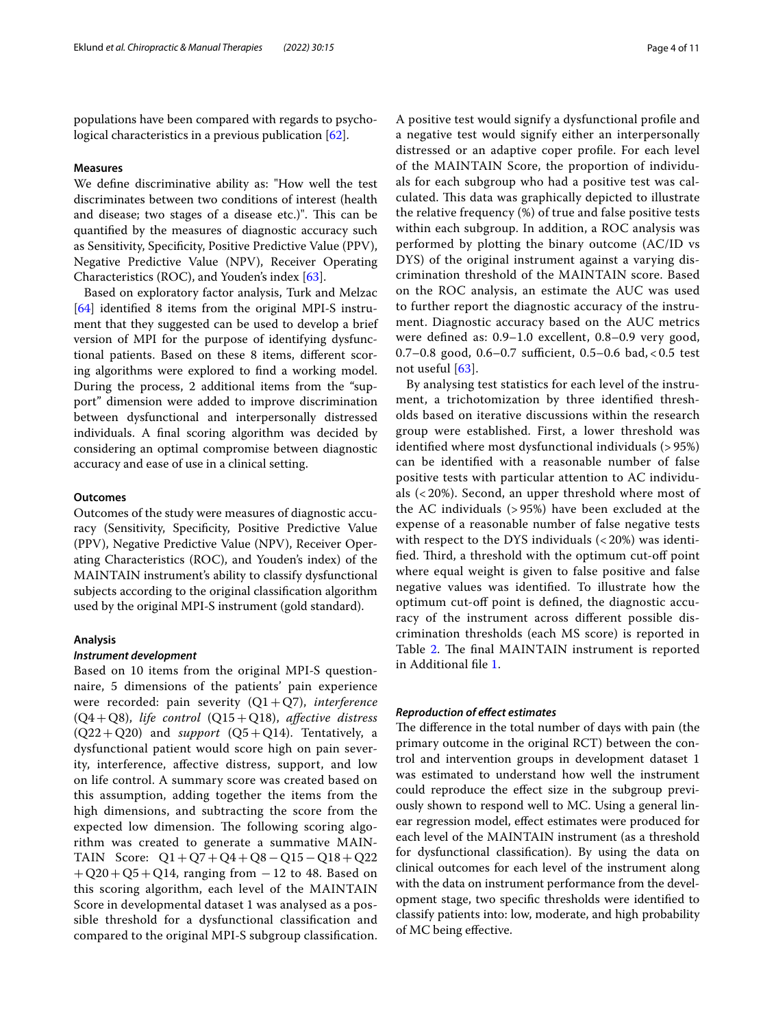populations have been compared with regards to psychological characteristics in a previous publication [62].

### Measures

We define discriminative ability as: "How well the test discriminates between two conditions of interest (health and disease; two stages of a disease etc.)". This can be quantified by the measures of diagnostic accuracy such as Sensitivity, Specificity, Positive Predictive Value (PPV), Negative Predictive Value (NPV), Receiver Operating Characteristics (ROC), and Youden's index [63].

Based on exploratory factor analysis, Turk and Melzac [64] identified 8 items from the original MPI-S instrument that they suggested can be used to develop a brief version of MPI for the purpose of identifying dysfunctional patients. Based on these 8 items, different scoring algorithms were explored to find a working model. During the process, 2 additional items from the "support" dimension were added to improve discrimination between dysfunctional and interpersonally distressed individuals. A final scoring algorithm was decided by considering an optimal compromise between diagnostic accuracy and ease of use in a clinical setting.

### Outcomes

Outcomes of the study were measures of diagnostic accuracy (Sensitivity, Specificity, Positive Predictive Value (PPV), Negative Predictive Value (NPV), Receiver Operating Characteristics (ROC), and Youden's index) of the MAINTAIN instrument's ability to classify dysfunctional subjects according to the original classification algorithm used by the original MPI-S instrument (gold standard).

### Analysis

#### *Instrument development*

Based on 10 items from the original MPI-S questionnaire, 5 dimensions of the patients' pain experience were recorded: pain severity (Q1 + Q7), *interference* (Q4 + Q8), *life control* (Q15 + Q18), *affective distress* (Q22 + Q20) and *support* (Q5 + Q14). Tentatively, a dysfunctional patient would score high on pain severity, interference, affective distress, support, and low on life control. A summary score was created based on this assumption, adding together the items from the high dimensions, and subtracting the score from the expected low dimension. The following scoring algorithm was created to generate a summative MAINTAIN Score: $Q1 + Q7 + Q4 + Q8 - Q15 - Q18 + Q22 + Q20 + Q5 + Q14$, ranging from $-12$ to 48. Based on this scoring algorithm, each level of the MAINTAIN Score in developmental dataset 1 was analysed as a possible threshold for a dysfunctional classification and compared to the original MPI-S subgroup classification. A positive test would signify a dysfunctional profile and a negative test would signify either an interpersonally distressed or an adaptive coper profile. For each level of the MAINTAIN Score, the proportion of individuals for each subgroup who had a positive test was calculated. This data was graphically depicted to illustrate the relative frequency (%) of true and false positive tests within each subgroup. In addition, a ROC analysis was performed by plotting the binary outcome (AC/ID vs DYS) of the original instrument against a varying discrimination threshold of the MAINTAIN score. Based on the ROC analysis, an estimate the AUC was used to further report the diagnostic accuracy of the instrument. Diagnostic accuracy based on the AUC metrics were defined as: 0.9–1.0 excellent, 0.8–0.9 very good, 0.7–0.8 good, 0.6–0.7 sufficient, 0.5–0.6 bad, < 0.5 test not useful [63].

By analysing test statistics for each level of the instrument, a trichotomization by three identified thresholds based on iterative discussions within the research group were established. First, a lower threshold was identified where most dysfunctional individuals (> 95%) can be identified with a reasonable number of false positive tests with particular attention to AC individuals (< 20%). Second, an upper threshold where most of the AC individuals (> 95%) have been excluded at the expense of a reasonable number of false negative tests with respect to the DYS individuals (< 20%) was identified. Third, a threshold with the optimum cut-off point where equal weight is given to false positive and false negative values was identified. To illustrate how the optimum cut-off point is defined, the diagnostic accuracy of the instrument across different possible discrimination thresholds (each MS score) is reported in Table 2. The final MAINTAIN instrument is reported in Additional file 1.

#### *Reproduction of effect estimates*

The difference in the total number of days with pain (the primary outcome in the original RCT) between the control and intervention groups in development dataset 1 was estimated to understand how well the instrument could reproduce the effect size in the subgroup previously shown to respond well to MC. Using a general linear regression model, effect estimates were produced for each level of the MAINTAIN instrument (as a threshold for dysfunctional classification). By using the data on clinical outcomes for each level of the instrument along with the data on instrument performance from the development stage, two specific thresholds were identified to classify patients into: low, moderate, and high probability of MC being effective.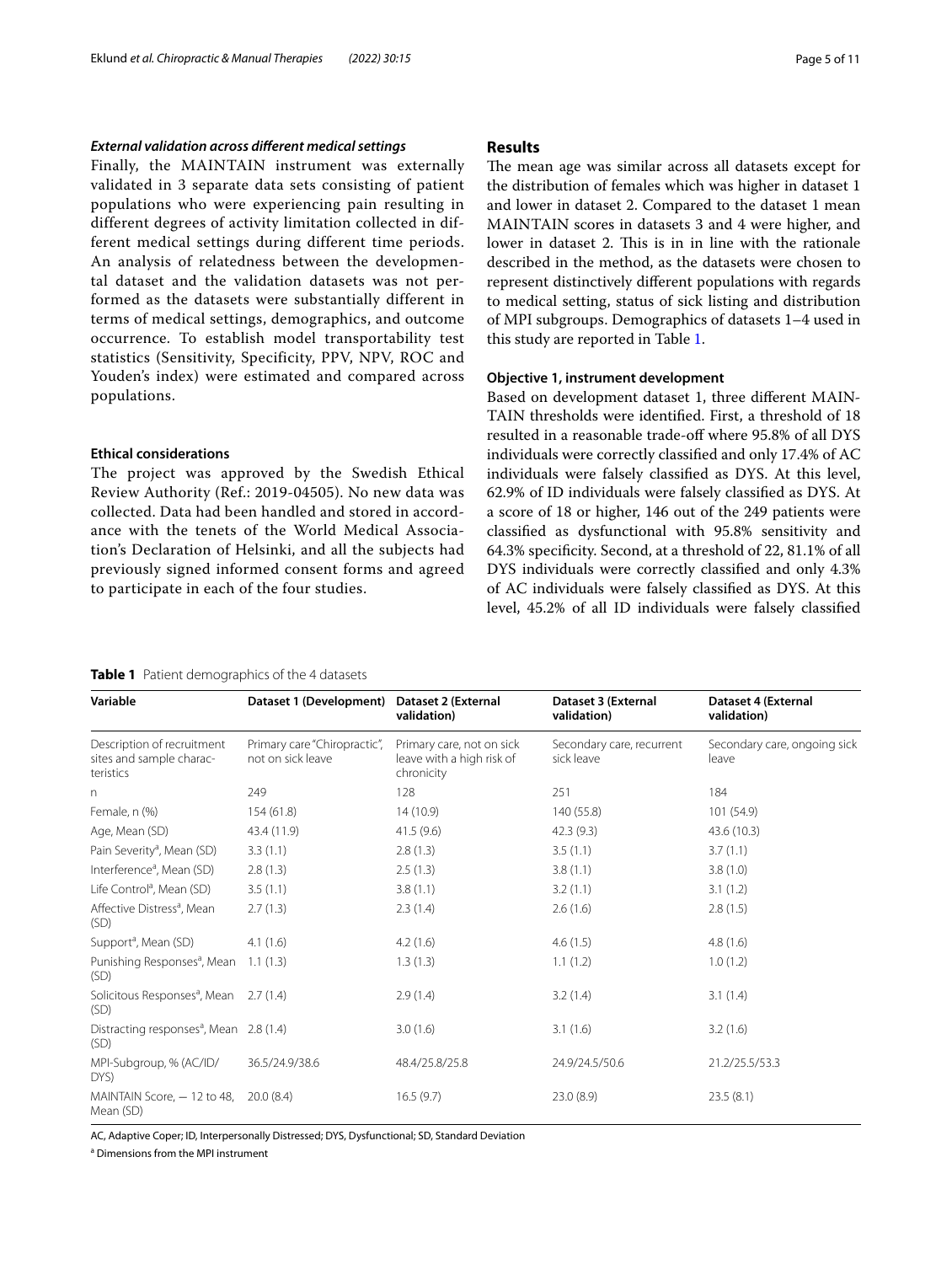### *External validation across different medical settings*

Finally, the MAINTAIN instrument was externally validated in 3 separate data sets consisting of patient populations who were experiencing pain resulting in different degrees of activity limitation collected in different medical settings during different time periods. An analysis of relatedness between the developmental dataset and the validation datasets was not performed as the datasets were substantially different in terms of medical settings, demographics, and outcome occurrence. To establish model transportability test statistics (Sensitivity, Specificity, PPV, NPV, ROC and Youden's index) were estimated and compared across populations.

### Ethical considerations

The project was approved by the Swedish Ethical Review Authority (Ref.: 2019-04505). No new data was collected. Data had been handled and stored in accordance with the tenets of the World Medical Association's Declaration of Helsinki, and all the subjects had previously signed informed consent forms and agreed to participate in each of the four studies.

## Results

The mean age was similar across all datasets except for the distribution of females which was higher in dataset 1 and lower in dataset 2. Compared to the dataset 1 mean MAINTAIN scores in datasets 3 and 4 were higher, and lower in dataset 2. This is in in line with the rationale described in the method, as the datasets were chosen to represent distinctively different populations with regards to medical setting, status of sick listing and distribution of MPI subgroups. Demographics of datasets 1–4 used in this study are reported in Table 1.

### Objective 1, instrument development

Based on development dataset 1, three different MAINTAIN thresholds were identified. First, a threshold of 18 resulted in a reasonable trade-off where 95.8% of all DYS individuals were correctly classified and only 17.4% of AC individuals were falsely classified as DYS. At this level, 62.9% of ID individuals were falsely classified as DYS. At a score of 18 or higher, 146 out of the 249 patients were classified as dysfunctional with 95.8% sensitivity and 64.3% specificity. Second, at a threshold of 22, 81.1% of all DYS individuals were correctly classified and only 4.3% of AC individuals were falsely classified as DYS. At this level, 45.2% of all ID individuals were falsely classified

**Table 1** Patient demographics of the 4 datasets

| Variable | Dataset 1 (Development) | Dataset 2 (External validation) | Dataset 3 (External validation) | Dataset 4 (External validation) |
|---|---|---|---|---|
| Description of recruitment sites and sample characteristics | Primary care "Chiropractic", not on sick leave | Primary care, not on sick leave with a high risk of chronicity | Secondary care, recurrent sick leave | Secondary care, ongoing sick leave |
| n | 249 | 128 | 251 | 184 |
| Female, n (%) | 154 (61.8) | 14 (10.9) | 140 (55.8) | 101 (54.9) |
| Age, Mean (SD) | 43.4 (11.9) | 41.5 (9.6) | 42.3 (9.3) | 43.6 (10.3) |
| Pain Severity[a], Mean (SD) | 3.3 (1.1) | 2.8 (1.3) | 3.5 (1.1) | 3.7 (1.1) |
| Interference[a], Mean (SD) | 2.8 (1.3) | 2.5 (1.3) | 3.8 (1.1) | 3.8 (1.0) |
| Life Control[a], Mean (SD) | 3.5 (1.1) | 3.8 (1.1) | 3.2 (1.1) | 3.1 (1.2) |
| Affective Distress[a], Mean (SD) | 2.7 (1.3) | 2.3 (1.4) | 2.6 (1.6) | 2.8 (1.5) |
| Support[a], Mean (SD) | 4.1 (1.6) | 4.2 (1.6) | 4.6 (1.5) | 4.8 (1.6) |
| Punishing Responses[a], Mean (SD) | 1.1 (1.3) | 1.3 (1.3) | 1.1 (1.2) | 1.0 (1.2) |
| Solicitous Responses[a], Mean (SD) | 2.7 (1.4) | 2.9 (1.4) | 3.2 (1.4) | 3.1 (1.4) |
| Distracting responses[a], Mean (SD) | 2.8 (1.4) | 3.0 (1.6) | 3.1 (1.6) | 3.2 (1.6) |
| MPI-Subgroup, % (AC/ID/DYS) | 36.5/24.9/38.6 | 48.4/25.8/25.8 | 24.9/24.5/50.6 | 21.2/25.5/53.3 |
| MAINTAIN Score, − 12 to 48, Mean (SD) | 20.0 (8.4) | 16.5 (9.7) | 23.0 (8.9) | 23.5 (8.1) |

AC, Adaptive Coper; ID, Interpersonally Distressed; DYS, Dysfunctional; SD, Standard Deviation

[a] Dimensions from the MPI instrument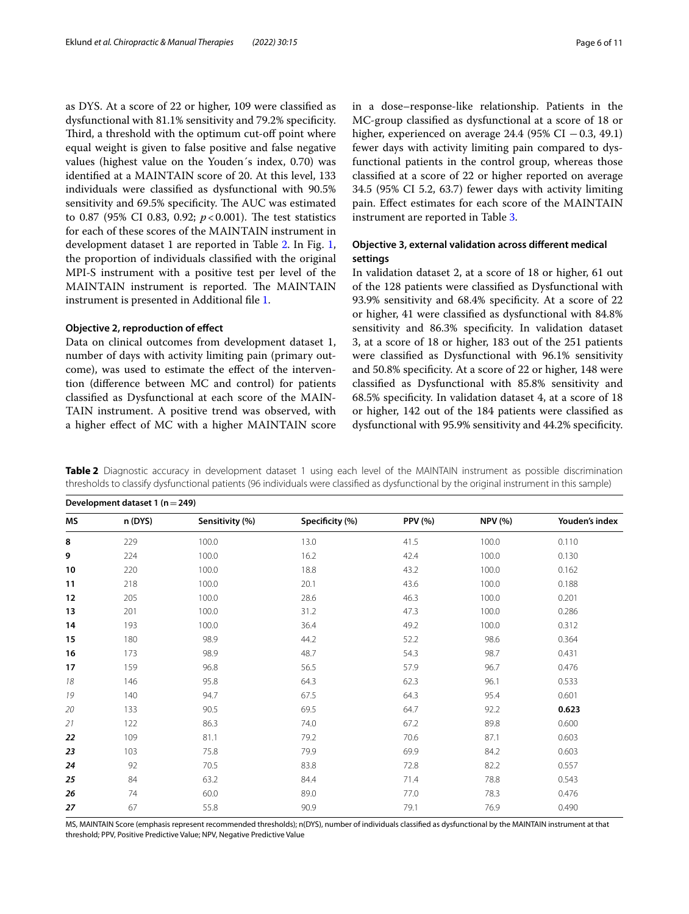as DYS. At a score of 22 or higher, 109 were classified as dysfunctional with 81.1% sensitivity and 79.2% specificity. Third, a threshold with the optimum cut-off point where equal weight is given to false positive and false negative values (highest value on the Youden´s index, 0.70) was identified at a MAINTAIN score of 20. At this level, 133 individuals were classified as dysfunctional with 90.5% sensitivity and 69.5% specificity. The AUC was estimated to 0.87 (95% CI 0.83, 0.92; $p<0.001$). The test statistics for each of these scores of the MAINTAIN instrument in development dataset 1 are reported in Table 2. In Fig. 1, the proportion of individuals classified with the original MPI-S instrument with a positive test per level of the MAINTAIN instrument is reported. The MAINTAIN instrument is presented in Additional file 1.

### Objective 2, reproduction of effect

Data on clinical outcomes from development dataset 1, number of days with activity limiting pain (primary outcome), was used to estimate the effect of the intervention (difference between MC and control) for patients classified as Dysfunctional at each score of the MAINTAIN instrument. A positive trend was observed, with a higher effect of MC with a higher MAINTAIN score in a dose–response-like relationship. Patients in the MC-group classified as dysfunctional at a score of 18 or higher, experienced on average 24.4 (95% CI −0.3, 49.1) fewer days with activity limiting pain compared to dysfunctional patients in the control group, whereas those classified at a score of 22 or higher reported on average 34.5 (95% CI 5.2, 63.7) fewer days with activity limiting pain. Effect estimates for each score of the MAINTAIN instrument are reported in Table 3.

### Objective 3, external validation across different medical settings

In validation dataset 2, at a score of 18 or higher, 61 out of the 128 patients were classified as Dysfunctional with 93.9% sensitivity and 68.4% specificity. At a score of 22 or higher, 41 were classified as dysfunctional with 84.8% sensitivity and 86.3% specificity. In validation dataset 3, at a score of 18 or higher, 183 out of the 251 patients were classified as Dysfunctional with 96.1% sensitivity and 50.8% specificity. At a score of 22 or higher, 148 were classified as Dysfunctional with 85.8% sensitivity and 68.5% specificity. In validation dataset 4, at a score of 18 or higher, 142 out of the 184 patients were classified as dysfunctional with 95.9% sensitivity and 44.2% specificity.

**Table 2** Diagnostic accuracy in development dataset 1 using each level of the MAINTAIN instrument as possible discrimination thresholds to classify dysfunctional patients (96 individuals were classified as dysfunctional by the original instrument in this sample)

| Development dataset 1 (n = 249) | | | | | | |
|---|---|---|---|---|---|---|
| **MS** | **n (DYS)** | **Sensitivity (%)** | **Specificity (%)** | **PPV (%)** | **NPV (%)** | **Youden's index** |
| **8** | 229 | 100.0 | 13.0 | 41.5 | 100.0 | 0.110 |
| **9** | 224 | 100.0 | 16.2 | 42.4 | 100.0 | 0.130 |
| **10** | 220 | 100.0 | 18.8 | 43.2 | 100.0 | 0.162 |
| **11** | 218 | 100.0 | 20.1 | 43.6 | 100.0 | 0.188 |
| **12** | 205 | 100.0 | 28.6 | 46.3 | 100.0 | 0.201 |
| **13** | 201 | 100.0 | 31.2 | 47.3 | 100.0 | 0.286 |
| **14** | 193 | 100.0 | 36.4 | 49.2 | 100.0 | 0.312 |
| **15** | 180 | 98.9 | 44.2 | 52.2 | 98.6 | 0.364 |
| **16** | 173 | 98.9 | 48.7 | 54.3 | 98.7 | 0.431 |
| **17** | 159 | 96.8 | 56.5 | 57.9 | 96.7 | 0.476 |
| *18* | 146 | 95.8 | 64.3 | 62.3 | 96.1 | 0.533 |
| *19* | 140 | 94.7 | 67.5 | 64.3 | 95.4 | 0.601 |
| *20* | 133 | 90.5 | 69.5 | 64.7 | 92.2 | **0.623** |
| *21* | 122 | 86.3 | 74.0 | 67.2 | 89.8 | 0.600 |
| ***22*** | 109 | 81.1 | 79.2 | 70.6 | 87.1 | 0.603 |
| ***23*** | 103 | 75.8 | 79.9 | 69.9 | 84.2 | 0.603 |
| ***24*** | 92 | 70.5 | 83.8 | 72.8 | 82.2 | 0.557 |
| ***25*** | 84 | 63.2 | 84.4 | 71.4 | 78.8 | 0.543 |
| ***26*** | 74 | 60.0 | 89.0 | 77.0 | 78.3 | 0.476 |
| ***27*** | 67 | 55.8 | 90.9 | 79.1 | 76.9 | 0.490 |

MS, MAINTAIN Score (emphasis represent recommended thresholds); n(DYS), number of individuals classified as dysfunctional by the MAINTAIN instrument at that threshold; PPV, Positive Predictive Value; NPV, Negative Predictive Value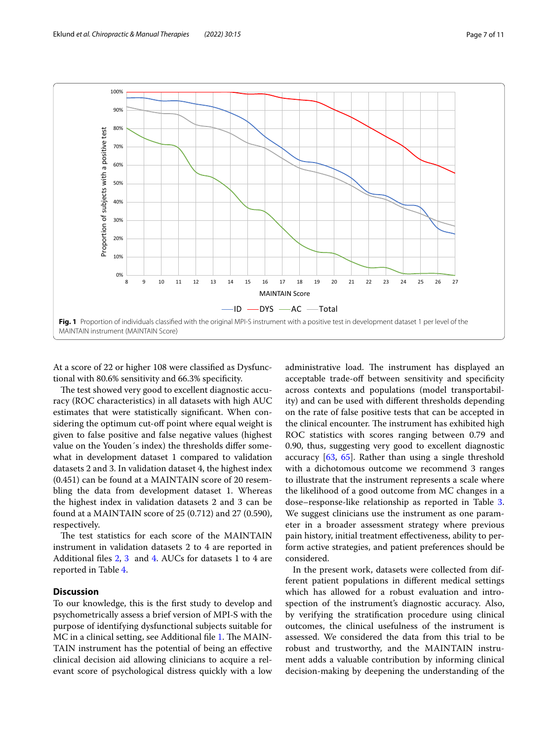**Fig. 1** Proportion of individuals classified with the original MPI-S instrument with a positive test in development dataset 1 per level of the MAINTAIN instrument (MAINTAIN Score)

At a score of 22 or higher 108 were classified as Dysfunctional with 80.6% sensitivity and 66.3% specificity.

The test showed very good to excellent diagnostic accuracy (ROC characteristics) in all datasets with high AUC estimates that were statistically significant. When considering the optimum cut-off point where equal weight is given to false positive and false negative values (highest value on the Youden´s index) the thresholds differ somewhat in development dataset 1 compared to validation datasets 2 and 3. In validation dataset 4, the highest index (0.451) can be found at a MAINTAIN score of 20 resembling the data from development dataset 1. Whereas the highest index in validation datasets 2 and 3 can be found at a MAINTAIN score of 25 (0.712) and 27 (0.590), respectively.

The test statistics for each score of the MAINTAIN instrument in validation datasets 2 to 4 are reported in Additional files 2, 3 and 4. AUCs for datasets 1 to 4 are reported in Table 4.

## Discussion

To our knowledge, this is the first study to develop and psychometrically assess a brief version of MPI-S with the purpose of identifying dysfunctional subjects suitable for MC in a clinical setting, see Additional file 1. The MAINTAIN instrument has the potential of being an effective clinical decision aid allowing clinicians to acquire a relevant score of psychological distress quickly with a low administrative load. The instrument has displayed an acceptable trade-off between sensitivity and specificity across contexts and populations (model transportability) and can be used with different thresholds depending on the rate of false positive tests that can be accepted in the clinical encounter. The instrument has exhibited high ROC statistics with scores ranging between 0.79 and 0.90, thus, suggesting very good to excellent diagnostic accuracy [63, 65]. Rather than using a single threshold with a dichotomous outcome we recommend 3 ranges to illustrate that the instrument represents a scale where the likelihood of a good outcome from MC changes in a dose–response-like relationship as reported in Table 3. We suggest clinicians use the instrument as one parameter in a broader assessment strategy where previous pain history, initial treatment effectiveness, ability to perform active strategies, and patient preferences should be considered.

In the present work, datasets were collected from different patient populations in different medical settings which has allowed for a robust evaluation and introspection of the instrument's diagnostic accuracy. Also, by verifying the stratification procedure using clinical outcomes, the clinical usefulness of the instrument is assessed. We considered the data from this trial to be robust and trustworthy, and the MAINTAIN instrument adds a valuable contribution by informing clinical decision-making by deepening the understanding of the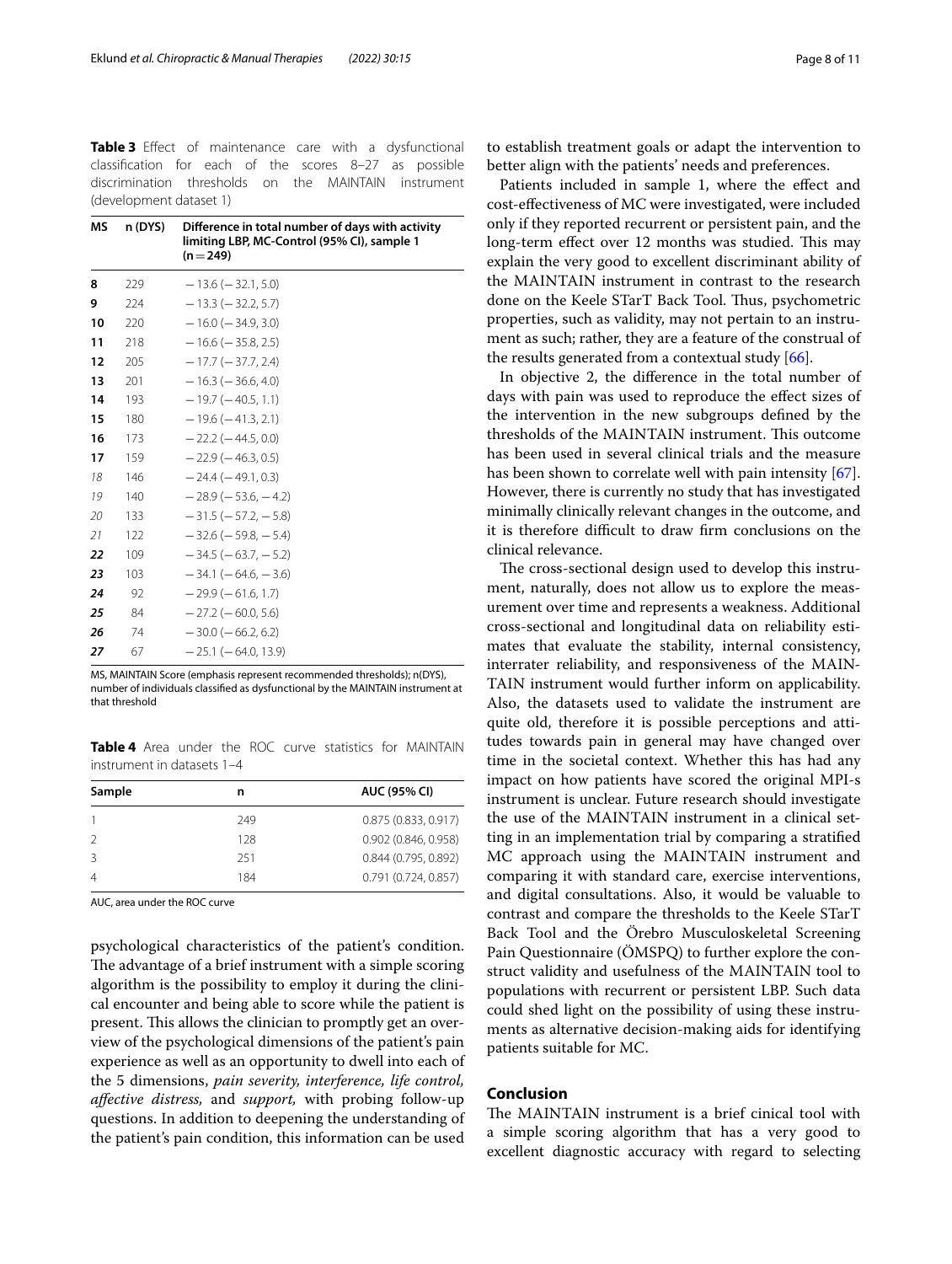**Table 3** Effect of maintenance care with a dysfunctional classification for each of the scores 8–27 as possible discrimination thresholds on the MAINTAIN instrument (development dataset 1)

| MS | n (DYS) | Difference in total number of days with activity limiting LBP, MC-Control (95% CI), sample 1 (n = 249) |
|---|---|---|
| **8** | 229 | −13.6 (−32.1, 5.0) |
| **9** | 224 | −13.3 (−32.2, 5.7) |
| **10** | 220 | −16.0 (−34.9, 3.0) |
| **11** | 218 | −16.6 (−35.8, 2.5) |
| **12** | 205 | −17.7 (−37.7, 2.4) |
| **13** | 201 | −16.3 (−36.6, 4.0) |
| **14** | 193 | −19.7 (−40.5, 1.1) |
| **15** | 180 | −19.6 (−41.3, 2.1) |
| **16** | 173 | −22.2 (−44.5, 0.0) |
| **17** | 159 | −22.9 (−46.3, 0.5) |
| *18* | 146 | −24.4 (−49.1, 0.3) |
| *19* | 140 | −28.9 (−53.6, −4.2) |
| *20* | 133 | −31.5 (−57.2, −5.8) |
| *21* | 122 | −32.6 (−59.8, −5.4) |
| ***22*** | 109 | −34.5 (−63.7, −5.2) |
| ***23*** | 103 | −34.1 (−64.6, −3.6) |
| ***24*** | 92 | −29.9 (−61.6, 1.7) |
| ***25*** | 84 | −27.2 (−60.0, 5.6) |
| ***26*** | 74 | −30.0 (−66.2, 6.2) |
| ***27*** | 67 | −25.1 (−64.0, 13.9) |

MS, MAINTAIN Score (emphasis represent recommended thresholds); n(DYS), number of individuals classified as dysfunctional by the MAINTAIN instrument at that threshold

**Table 4** Area under the ROC curve statistics for MAINTAIN instrument in datasets 1–4

| Sample | n | AUC (95% CI) |
|---|---|---|
| 1 | 249 | 0.875 (0.833, 0.917) |
| 2 | 128 | 0.902 (0.846, 0.958) |
| 3 | 251 | 0.844 (0.795, 0.892) |
| 4 | 184 | 0.791 (0.724, 0.857) |

AUC, area under the ROC curve

psychological characteristics of the patient's condition. The advantage of a brief instrument with a simple scoring algorithm is the possibility to employ it during the clinical encounter and being able to score while the patient is present. This allows the clinician to promptly get an overview of the psychological dimensions of the patient's pain experience as well as an opportunity to dwell into each of the 5 dimensions, *pain severity, interference, life control, affective distress,* and *support,* with probing follow-up questions. In addition to deepening the understanding of the patient's pain condition, this information can be used to establish treatment goals or adapt the intervention to better align with the patients' needs and preferences.

Patients included in sample 1, where the effect and cost-effectiveness of MC were investigated, were included only if they reported recurrent or persistent pain, and the long-term effect over 12 months was studied. This may explain the very good to excellent discriminant ability of the MAINTAIN instrument in contrast to the research done on the Keele STarT Back Tool. Thus, psychometric properties, such as validity, may not pertain to an instrument as such; rather, they are a feature of the construal of the results generated from a contextual study [66].

In objective 2, the difference in the total number of days with pain was used to reproduce the effect sizes of the intervention in the new subgroups defined by the thresholds of the MAINTAIN instrument. This outcome has been used in several clinical trials and the measure has been shown to correlate well with pain intensity [67]. However, there is currently no study that has investigated minimally clinically relevant changes in the outcome, and it is therefore difficult to draw firm conclusions on the clinical relevance.

The cross-sectional design used to develop this instrument, naturally, does not allow us to explore the measurement over time and represents a weakness. Additional cross-sectional and longitudinal data on reliability estimates that evaluate the stability, internal consistency, interrater reliability, and responsiveness of the MAINTAIN instrument would further inform on applicability. Also, the datasets used to validate the instrument are quite old, therefore it is possible perceptions and attitudes towards pain in general may have changed over time in the societal context. Whether this has had any impact on how patients have scored the original MPI-s instrument is unclear. Future research should investigate the use of the MAINTAIN instrument in a clinical setting in an implementation trial by comparing a stratified MC approach using the MAINTAIN instrument and comparing it with standard care, exercise interventions, and digital consultations. Also, it would be valuable to contrast and compare the thresholds to the Keele STarT Back Tool and the Örebro Musculoskeletal Screening Pain Questionnaire (ÖMSPQ) to further explore the construct validity and usefulness of the MAINTAIN tool to populations with recurrent or persistent LBP. Such data could shed light on the possibility of using these instruments as alternative decision-making aids for identifying patients suitable for MC.

## Conclusion

The MAINTAIN instrument is a brief cinical tool with a simple scoring algorithm that has a very good to excellent diagnostic accuracy with regard to selecting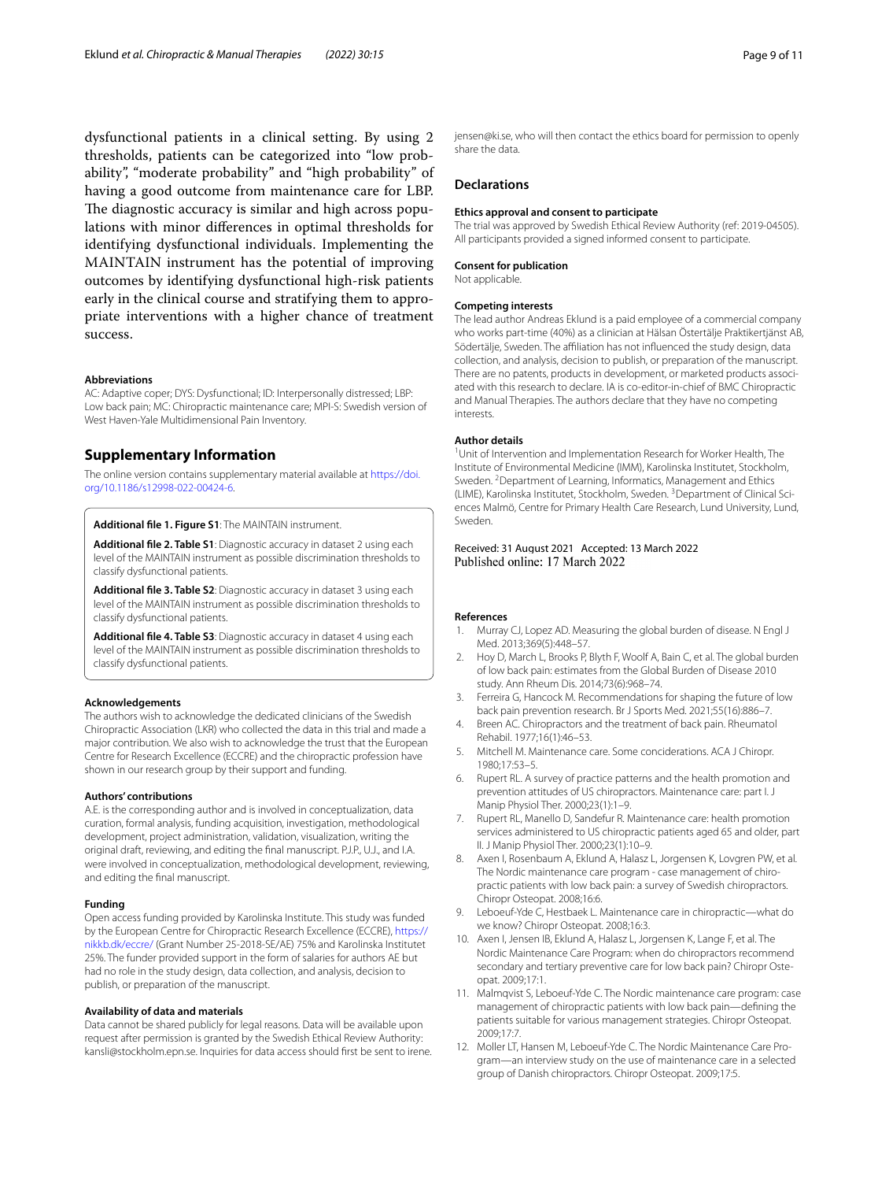dysfunctional patients in a clinical setting. By using 2 thresholds, patients can be categorized into "low probability", "moderate probability" and "high probability" of having a good outcome from maintenance care for LBP. The diagnostic accuracy is similar and high across populations with minor differences in optimal thresholds for identifying dysfunctional individuals. Implementing the MAINTAIN instrument has the potential of improving outcomes by identifying dysfunctional high-risk patients early in the clinical course and stratifying them to appropriate interventions with a higher chance of treatment success.

#### Abbreviations

AC: Adaptive coper; DYS: Dysfunctional; ID: Interpersonally distressed; LBP: Low back pain; MC: Chiropractic maintenance care; MPI-S: Swedish version of West Haven-Yale Multidimensional Pain Inventory.

## Supplementary Information

The online version contains supplementary material available at https://doi.org/10.1186/s12998-022-00424-6.

**Additional file 1. Figure S1**: The MAINTAIN instrument.

**Additional file 2. Table S1**: Diagnostic accuracy in dataset 2 using each level of the MAINTAIN instrument as possible discrimination thresholds to classify dysfunctional patients.

**Additional file 3. Table S2**: Diagnostic accuracy in dataset 3 using each level of the MAINTAIN instrument as possible discrimination thresholds to classify dysfunctional patients.

**Additional file 4. Table S3**: Diagnostic accuracy in dataset 4 using each level of the MAINTAIN instrument as possible discrimination thresholds to classify dysfunctional patients.

#### Acknowledgements

The authors wish to acknowledge the dedicated clinicians of the Swedish Chiropractic Association (LKR) who collected the data in this trial and made a major contribution. We also wish to acknowledge the trust that the European Centre for Research Excellence (ECCRE) and the chiropractic profession have shown in our research group by their support and funding.

#### Authors' contributions

A.E. is the corresponding author and is involved in conceptualization, data curation, formal analysis, funding acquisition, investigation, methodological development, project administration, validation, visualization, writing the original draft, reviewing, and editing the final manuscript. P.J.P., U.J., and I.A. were involved in conceptualization, methodological development, reviewing, and editing the final manuscript.

#### Funding

Open access funding provided by Karolinska Institute. This study was funded by the European Centre for Chiropractic Research Excellence (ECCRE), https://nikkb.dk/eccre/ (Grant Number 25-2018-SE/AE) 75% and Karolinska Institutet 25%. The funder provided support in the form of salaries for authors AE but had no role in the study design, data collection, and analysis, decision to publish, or preparation of the manuscript.

#### Availability of data and materials

Data cannot be shared publicly for legal reasons. Data will be available upon request after permission is granted by the Swedish Ethical Review Authority: kansli@stockholm.epn.se. Inquiries for data access should first be sent to irene.jensen@ki.se, who will then contact the ethics board for permission to openly share the data.

## Declarations

#### Ethics approval and consent to participate

The trial was approved by Swedish Ethical Review Authority (ref: 2019-04505). All participants provided a signed informed consent to participate.

#### Consent for publication

Not applicable.

#### Competing interests

The lead author Andreas Eklund is a paid employee of a commercial company who works part-time (40%) as a clinician at Hälsan Östertälje Praktikertjänst AB, Södertälje, Sweden. The affiliation has not influenced the study design, data collection, and analysis, decision to publish, or preparation of the manuscript. There are no patents, products in development, or marketed products associated with this research to declare. IA is co-editor-in-chief of BMC Chiropractic and Manual Therapies. The authors declare that they have no competing interests.

#### Author details

[1]Unit of Intervention and Implementation Research for Worker Health, The Institute of Environmental Medicine (IMM), Karolinska Institutet, Stockholm, Sweden. [2]Department of Learning, Informatics, Management and Ethics (LIME), Karolinska Institutet, Stockholm, Sweden. [3]Department of Clinical Sciences Malmö, Centre for Primary Health Care Research, Lund University, Lund, Sweden.

Received: 31 August 2021 Accepted: 13 March 2022
Published online: 17 March 2022

#### References

1. Murray CJ, Lopez AD. Measuring the global burden of disease. N Engl J Med. 2013;369(5):448–57.
2. Hoy D, March L, Brooks P, Blyth F, Woolf A, Bain C, et al. The global burden of low back pain: estimates from the Global Burden of Disease 2010 study. Ann Rheum Dis. 2014;73(6):968–74.
3. Ferreira G, Hancock M. Recommendations for shaping the future of low back pain prevention research. Br J Sports Med. 2021;55(16):886–7.
4. Breen AC. Chiropractors and the treatment of back pain. Rheumatol Rehabil. 1977;16(1):46–53.
5. Mitchell M. Maintenance care. Some conciderations. ACA J Chiropr. 1980;17:53–5.
6. Rupert RL. A survey of practice patterns and the health promotion and prevention attitudes of US chiropractors. Maintenance care: part I. J Manip Physiol Ther. 2000;23(1):1–9.
7. Rupert RL, Manello D, Sandefur R. Maintenance care: health promotion services administered to US chiropractic patients aged 65 and older, part II. J Manip Physiol Ther. 2000;23(1):10–9.
8. Axen I, Rosenbaum A, Eklund A, Halasz L, Jorgensen K, Lovgren PW, et al. The Nordic maintenance care program - case management of chiropractic patients with low back pain: a survey of Swedish chiropractors. Chiropr Osteopat. 2008;16:6.
9. Leboeuf-Yde C, Hestbaek L. Maintenance care in chiropractic—what do we know? Chiropr Osteopat. 2008;16:3.
10. Axen I, Jensen IB, Eklund A, Halasz L, Jorgensen K, Lange F, et al. The Nordic Maintenance Care Program: when do chiropractors recommend secondary and tertiary preventive care for low back pain? Chiropr Osteopat. 2009;17:1.
11. Malmqvist S, Leboeuf-Yde C. The Nordic maintenance care program: case management of chiropractic patients with low back pain—defining the patients suitable for various management strategies. Chiropr Osteopat. 2009;17:7.
12. Moller LT, Hansen M, Leboeuf-Yde C. The Nordic Maintenance Care Program—an interview study on the use of maintenance care in a selected group of Danish chiropractors. Chiropr Osteopat. 2009;17:5.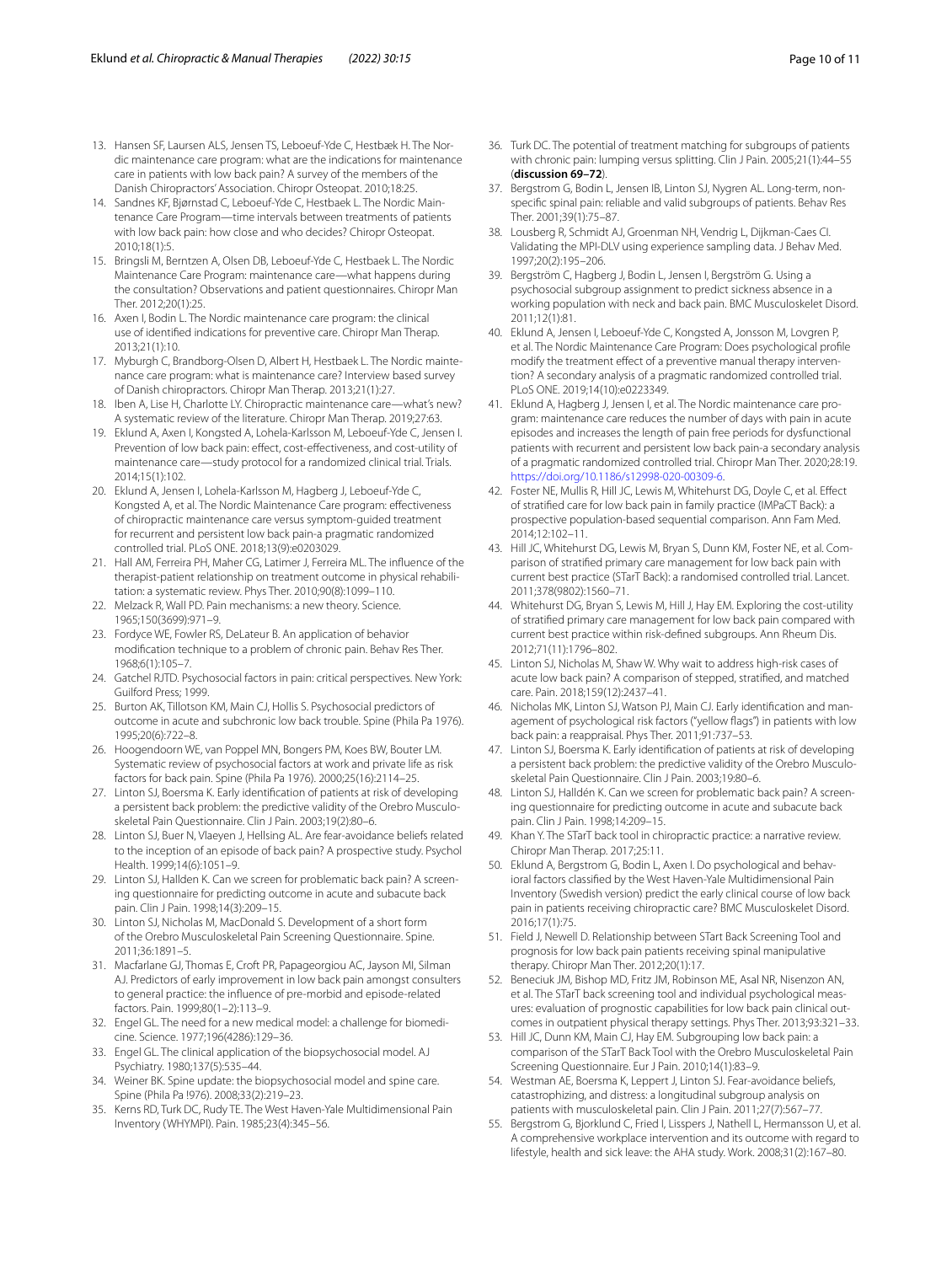13. Hansen SF, Laursen ALS, Jensen TS, Leboeuf-Yde C, Hestbæk H. The Nordic maintenance care program: what are the indications for maintenance care in patients with low back pain? A survey of the members of the Danish Chiropractors' Association. Chiropr Osteopat. 2010;18:25.
14. Sandnes KF, Bjørnstad C, Leboeuf-Yde C, Hestbaek L. The Nordic Maintenance Care Program—time intervals between treatments of patients with low back pain: how close and who decides? Chiropr Osteopat. 2010;18(1):5.
15. Bringsli M, Berntzen A, Olsen DB, Leboeuf-Yde C, Hestbaek L. The Nordic Maintenance Care Program: maintenance care—what happens during the consultation? Observations and patient questionnaires. Chiropr Man Ther. 2012;20(1):25.
16. Axen I, Bodin L. The Nordic maintenance care program: the clinical use of identified indications for preventive care. Chiropr Man Therap. 2013;21(1):10.
17. Myburgh C, Brandborg-Olsen D, Albert H, Hestbaek L. The Nordic maintenance care program: what is maintenance care? Interview based survey of Danish chiropractors. Chiropr Man Therap. 2013;21(1):27.
18. Iben A, Lise H, Charlotte LY. Chiropractic maintenance care—what's new? A systematic review of the literature. Chiropr Man Therap. 2019;27:63.
19. Eklund A, Axen I, Kongsted A, Lohela-Karlsson M, Leboeuf-Yde C, Jensen I. Prevention of low back pain: effect, cost-effectiveness, and cost-utility of maintenance care—study protocol for a randomized clinical trial. Trials. 2014;15(1):102.
20. Eklund A, Jensen I, Lohela-Karlsson M, Hagberg J, Leboeuf-Yde C, Kongsted A, et al. The Nordic Maintenance Care program: effectiveness of chiropractic maintenance care versus symptom-guided treatment for recurrent and persistent low back pain-a pragmatic randomized controlled trial. PLoS ONE. 2018;13(9):e0203029.
21. Hall AM, Ferreira PH, Maher CG, Latimer J, Ferreira ML. The influence of the therapist-patient relationship on treatment outcome in physical rehabilitation: a systematic review. Phys Ther. 2010;90(8):1099–110.
22. Melzack R, Wall PD. Pain mechanisms: a new theory. Science. 1965;150(3699):971–9.
23. Fordyce WE, Fowler RS, DeLateur B. An application of behavior modification technique to a problem of chronic pain. Behav Res Ther. 1968;6(1):105–7.
24. Gatchel RJTD. Psychosocial factors in pain: critical perspectives. New York: Guilford Press; 1999.
25. Burton AK, Tillotson KM, Main CJ, Hollis S. Psychosocial predictors of outcome in acute and subchronic low back trouble. Spine (Phila Pa 1976). 1995;20(6):722–8.
26. Hoogendoorn WE, van Poppel MN, Bongers PM, Koes BW, Bouter LM. Systematic review of psychosocial factors at work and private life as risk factors for back pain. Spine (Phila Pa 1976). 2000;25(16):2114–25.
27. Linton SJ, Boersma K. Early identification of patients at risk of developing a persistent back problem: the predictive validity of the Orebro Musculoskeletal Pain Questionnaire. Clin J Pain. 2003;19(2):80–6.
28. Linton SJ, Buer N, Vlaeyen J, Hellsing AL. Are fear-avoidance beliefs related to the inception of an episode of back pain? A prospective study. Psychol Health. 1999;14(6):1051–9.
29. Linton SJ, Hallden K. Can we screen for problematic back pain? A screening questionnaire for predicting outcome in acute and subacute back pain. Clin J Pain. 1998;14(3):209–15.
30. Linton SJ, Nicholas M, MacDonald S. Development of a short form of the Orebro Musculoskeletal Pain Screening Questionnaire. Spine. 2011;36:1891–5.
31. Macfarlane GJ, Thomas E, Croft PR, Papageorgiou AC, Jayson MI, Silman AJ. Predictors of early improvement in low back pain amongst consulters to general practice: the influence of pre-morbid and episode-related factors. Pain. 1999;80(1–2):113–9.
32. Engel GL. The need for a new medical model: a challenge for biomedicine. Science. 1977;196(4286):129–36.
33. Engel GL. The clinical application of the biopsychosocial model. AJ Psychiatry. 1980;137(5):535–44.
34. Weiner BK. Spine update: the biopsychosocial model and spine care. Spine (Phila Pa !976). 2008;33(2):219–23.
35. Kerns RD, Turk DC, Rudy TE. The West Haven-Yale Multidimensional Pain Inventory (WHYMPI). Pain. 1985;23(4):345–56.
36. Turk DC. The potential of treatment matching for subgroups of patients with chronic pain: lumping versus splitting. Clin J Pain. 2005;21(1):44–55 (**discussion 69–72**).
37. Bergstrom G, Bodin L, Jensen IB, Linton SJ, Nygren AL. Long-term, non-specific spinal pain: reliable and valid subgroups of patients. Behav Res Ther. 2001;39(1):75–87.
38. Lousberg R, Schmidt AJ, Groenman NH, Vendrig L, Dijkman-Caes CI. Validating the MPI-DLV using experience sampling data. J Behav Med. 1997;20(2):195–206.
39. Bergström C, Hagberg J, Bodin L, Jensen I, Bergström G. Using a psychosocial subgroup assignment to predict sickness absence in a working population with neck and back pain. BMC Musculoskelet Disord. 2011;12(1):81.
40. Eklund A, Jensen I, Leboeuf-Yde C, Kongsted A, Jonsson M, Lovgren P, et al. The Nordic Maintenance Care Program: Does psychological profile modify the treatment effect of a preventive manual therapy intervention? A secondary analysis of a pragmatic randomized controlled trial. PLoS ONE. 2019;14(10):e0223349.
41. Eklund A, Hagberg J, Jensen I, et al. The Nordic maintenance care program: maintenance care reduces the number of days with pain in acute episodes and increases the length of pain free periods for dysfunctional patients with recurrent and persistent low back pain-a secondary analysis of a pragmatic randomized controlled trial. Chiropr Man Ther. 2020;28:19. https://doi.org/10.1186/s12998-020-00309-6.
42. Foster NE, Mullis R, Hill JC, Lewis M, Whitehurst DG, Doyle C, et al. Effect of stratified care for low back pain in family practice (IMPaCT Back): a prospective population-based sequential comparison. Ann Fam Med. 2014;12:102–11.
43. Hill JC, Whitehurst DG, Lewis M, Bryan S, Dunn KM, Foster NE, et al. Comparison of stratified primary care management for low back pain with current best practice (STarT Back): a randomised controlled trial. Lancet. 2011;378(9802):1560–71.
44. Whitehurst DG, Bryan S, Lewis M, Hill J, Hay EM. Exploring the cost-utility of stratified primary care management for low back pain compared with current best practice within risk-defined subgroups. Ann Rheum Dis. 2012;71(11):1796–802.
45. Linton SJ, Nicholas M, Shaw W. Why wait to address high-risk cases of acute low back pain? A comparison of stepped, stratified, and matched care. Pain. 2018;159(12):2437–41.
46. Nicholas MK, Linton SJ, Watson PJ, Main CJ. Early identification and management of psychological risk factors ("yellow flags") in patients with low back pain: a reappraisal. Phys Ther. 2011;91:737–53.
47. Linton SJ, Boersma K. Early identification of patients at risk of developing a persistent back problem: the predictive validity of the Orebro Musculoskeletal Pain Questionnaire. Clin J Pain. 2003;19:80–6.
48. Linton SJ, Halldén K. Can we screen for problematic back pain? A screening questionnaire for predicting outcome in acute and subacute back pain. Clin J Pain. 1998;14:209–15.
49. Khan Y. The STarT back tool in chiropractic practice: a narrative review. Chiropr Man Therap. 2017;25:11.
50. Eklund A, Bergstrom G, Bodin L, Axen I. Do psychological and behavioral factors classified by the West Haven-Yale Multidimensional Pain Inventory (Swedish version) predict the early clinical course of low back pain in patients receiving chiropractic care? BMC Musculoskelet Disord. 2016;17(1):75.
51. Field J, Newell D. Relationship between STart Back Screening Tool and prognosis for low back pain patients receiving spinal manipulative therapy. Chiropr Man Ther. 2012;20(1):17.
52. Beneciuk JM, Bishop MD, Fritz JM, Robinson ME, Asal NR, Nisenzon AN, et al. The STarT back screening tool and individual psychological measures: evaluation of prognostic capabilities for low back pain clinical outcomes in outpatient physical therapy settings. Phys Ther. 2013;93:321–33.
53. Hill JC, Dunn KM, Main CJ, Hay EM. Subgrouping low back pain: a comparison of the STarT Back Tool with the Orebro Musculoskeletal Pain Screening Questionnaire. Eur J Pain. 2010;14(1):83–9.
54. Westman AE, Boersma K, Leppert J, Linton SJ. Fear-avoidance beliefs, catastrophizing, and distress: a longitudinal subgroup analysis on patients with musculoskeletal pain. Clin J Pain. 2011;27(7):567–77.
55. Bergstrom G, Bjorklund C, Fried I, Lisspers J, Nathell L, Hermansson U, et al. A comprehensive workplace intervention and its outcome with regard to lifestyle, health and sick leave: the AHA study. Work. 2008;31(2):167–80.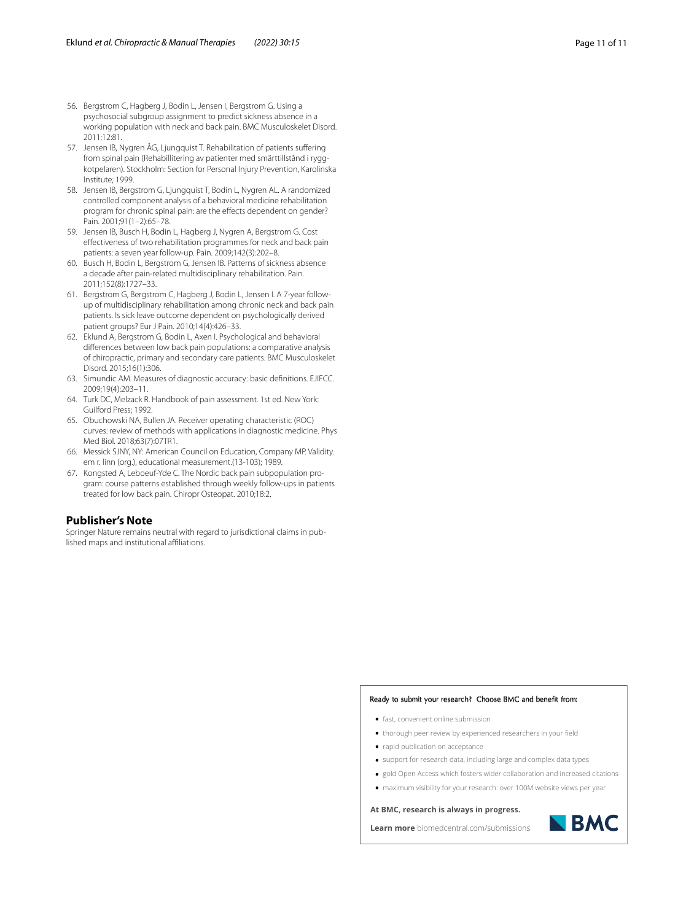56. Bergstrom C, Hagberg J, Bodin L, Jensen I, Bergstrom G. Using a psychosocial subgroup assignment to predict sickness absence in a working population with neck and back pain. BMC Musculoskelet Disord. 2011;12:81.
57. Jensen IB, Nygren ÅG, Ljungquist T. Rehabilitation of patients suffering from spinal pain (Rehabillitering av patienter med smärttillstånd i ryggkotpelaren). Stockholm: Section for Personal Injury Prevention, Karolinska Institute; 1999.
58. Jensen IB, Bergstrom G, Ljungquist T, Bodin L, Nygren AL. A randomized controlled component analysis of a behavioral medicine rehabilitation program for chronic spinal pain: are the effects dependent on gender? Pain. 2001;91(1–2):65–78.
59. Jensen IB, Busch H, Bodin L, Hagberg J, Nygren A, Bergstrom G. Cost effectiveness of two rehabilitation programmes for neck and back pain patients: a seven year follow-up. Pain. 2009;142(3):202–8.
60. Busch H, Bodin L, Bergstrom G, Jensen IB. Patterns of sickness absence a decade after pain-related multidisciplinary rehabilitation. Pain. 2011;152(8):1727–33.
61. Bergstrom G, Bergstrom C, Hagberg J, Bodin L, Jensen I. A 7-year follow-up of multidisciplinary rehabilitation among chronic neck and back pain patients. Is sick leave outcome dependent on psychologically derived patient groups? Eur J Pain. 2010;14(4):426–33.
62. Eklund A, Bergstrom G, Bodin L, Axen I. Psychological and behavioral differences between low back pain populations: a comparative analysis of chiropractic, primary and secondary care patients. BMC Musculoskelet Disord. 2015;16(1):306.
63. Simundic AM. Measures of diagnostic accuracy: basic definitions. EJIFCC. 2009;19(4):203–11.
64. Turk DC, Melzack R. Handbook of pain assessment. 1st ed. New York: Guilford Press; 1992.
65. Obuchowski NA, Bullen JA. Receiver operating characteristic (ROC) curves: review of methods with applications in diagnostic medicine. Phys Med Biol. 2018;63(7):07TR1.
66. Messick SJNY, NY: American Council on Education, Company MP. Validity. em r. linn (org.), educational measurement.(13-103); 1989.
67. Kongsted A, Leboeuf-Yde C. The Nordic back pain subpopulation program: course patterns established through weekly follow-ups in patients treated for low back pain. Chiropr Osteopat. 2010;18:2.

## Publisher's Note

Springer Nature remains neutral with regard to jurisdictional claims in published maps and institutional affiliations.

Ready to submit your research? Choose BMC and benefit from:

- fast, convenient online submission
- thorough peer review by experienced researchers in your field
- rapid publication on acceptance
- support for research data, including large and complex data types
- gold Open Access which fosters wider collaboration and increased citations
- maximum visibility for your research: over 100M website views per year

**At BMC, research is always in progress.**

**Learn more** biomedcentral.com/submissions

BMC